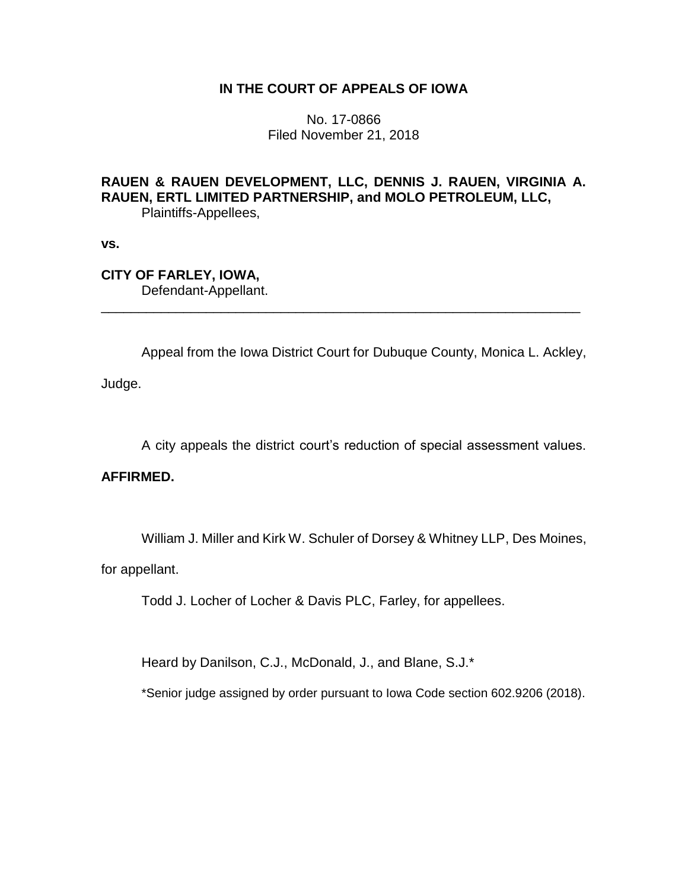**IN THE COURT OF APPEALS OF IOWA**

No. 17-0866
Filed November 21, 2018

**RAUEN & RAUEN DEVELOPMENT, LLC, DENNIS J. RAUEN, VIRGINIA A. RAUEN, ERTL LIMITED PARTNERSHIP, and MOLO PETROLEUM, LLC,**
Plaintiffs-Appellees,

**vs.**

**CITY OF FARLEY, IOWA,**
Defendant-Appellant.

---

Appeal from the Iowa District Court for Dubuque County, Monica L. Ackley, Judge.

A city appeals the district court's reduction of special assessment values.

**AFFIRMED.**

William J. Miller and Kirk W. Schuler of Dorsey & Whitney LLP, Des Moines, for appellant.

Todd J. Locher of Locher & Davis PLC, Farley, for appellees.

Heard by Danilson, C.J., McDonald, J., and Blane, S.J.*

*Senior judge assigned by order pursuant to Iowa Code section 602.9206 (2018).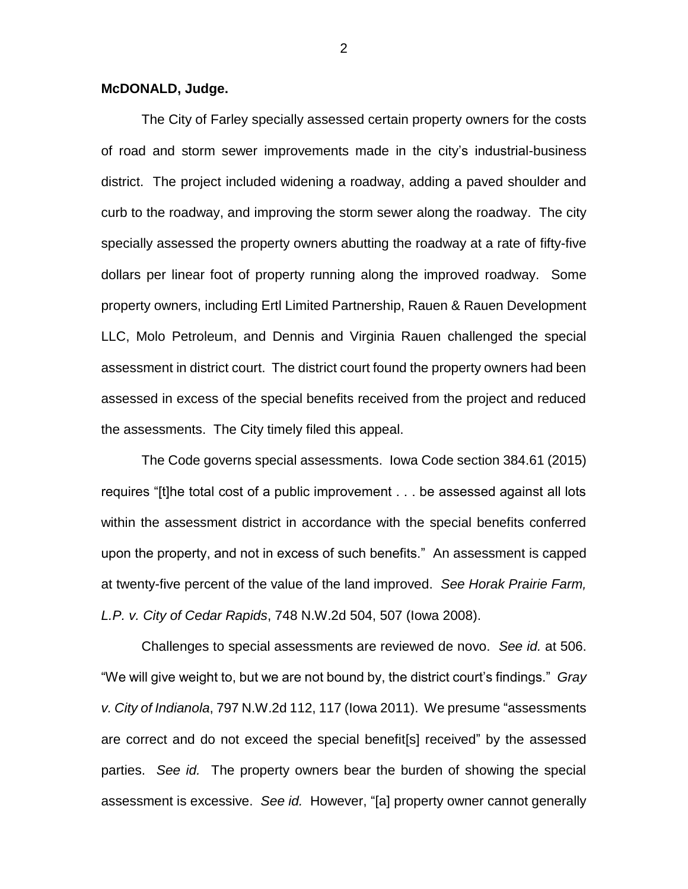**McDONALD, Judge.**

The City of Farley specially assessed certain property owners for the costs of road and storm sewer improvements made in the city's industrial-business district. The project included widening a roadway, adding a paved shoulder and curb to the roadway, and improving the storm sewer along the roadway. The city specially assessed the property owners abutting the roadway at a rate of fifty-five dollars per linear foot of property running along the improved roadway. Some property owners, including Ertl Limited Partnership, Rauen & Rauen Development LLC, Molo Petroleum, and Dennis and Virginia Rauen challenged the special assessment in district court. The district court found the property owners had been assessed in excess of the special benefits received from the project and reduced the assessments. The City timely filed this appeal.

The Code governs special assessments. Iowa Code section 384.61 (2015) requires "[t]he total cost of a public improvement . . . be assessed against all lots within the assessment district in accordance with the special benefits conferred upon the property, and not in excess of such benefits." An assessment is capped at twenty-five percent of the value of the land improved. *See Horak Prairie Farm, L.P. v. City of Cedar Rapids*, 748 N.W.2d 504, 507 (Iowa 2008).

Challenges to special assessments are reviewed de novo. *See id.* at 506. "We will give weight to, but we are not bound by, the district court's findings." *Gray v. City of Indianola*, 797 N.W.2d 112, 117 (Iowa 2011). We presume "assessments are correct and do not exceed the special benefit[s] received" by the assessed parties. *See id.* The property owners bear the burden of showing the special assessment is excessive. *See id.* However, "[a] property owner cannot generally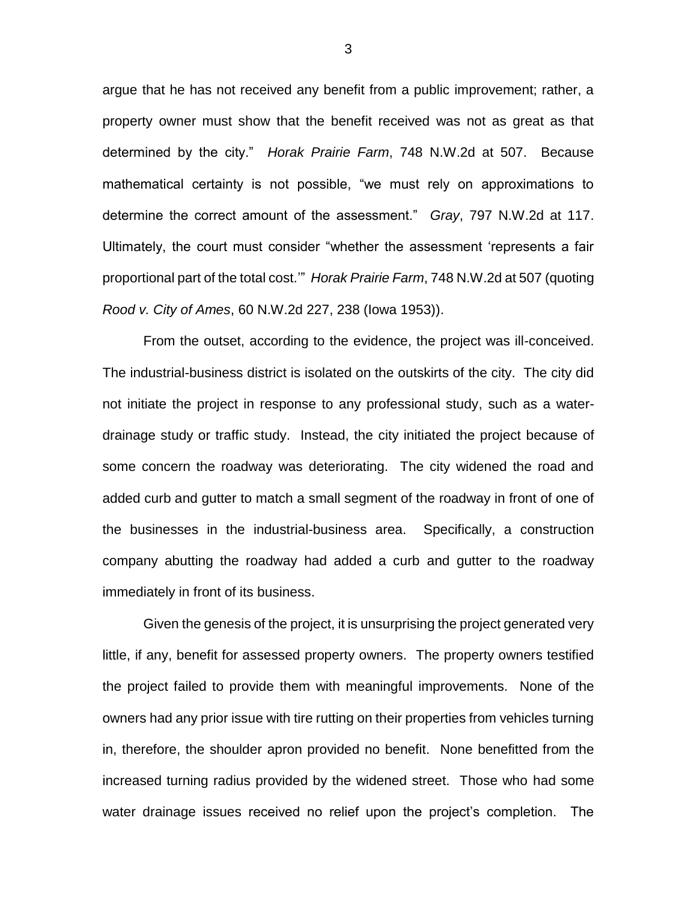argue that he has not received any benefit from a public improvement; rather, a property owner must show that the benefit received was not as great as that determined by the city." *Horak Prairie Farm*, 748 N.W.2d at 507. Because mathematical certainty is not possible, "we must rely on approximations to determine the correct amount of the assessment." *Gray*, 797 N.W.2d at 117. Ultimately, the court must consider "whether the assessment 'represents a fair proportional part of the total cost.'" *Horak Prairie Farm*, 748 N.W.2d at 507 (quoting *Rood v. City of Ames*, 60 N.W.2d 227, 238 (Iowa 1953)).

From the outset, according to the evidence, the project was ill-conceived. The industrial-business district is isolated on the outskirts of the city. The city did not initiate the project in response to any professional study, such as a water-drainage study or traffic study. Instead, the city initiated the project because of some concern the roadway was deteriorating. The city widened the road and added curb and gutter to match a small segment of the roadway in front of one of the businesses in the industrial-business area. Specifically, a construction company abutting the roadway had added a curb and gutter to the roadway immediately in front of its business.

Given the genesis of the project, it is unsurprising the project generated very little, if any, benefit for assessed property owners. The property owners testified the project failed to provide them with meaningful improvements. None of the owners had any prior issue with tire rutting on their properties from vehicles turning in, therefore, the shoulder apron provided no benefit. None benefitted from the increased turning radius provided by the widened street. Those who had some water drainage issues received no relief upon the project's completion. The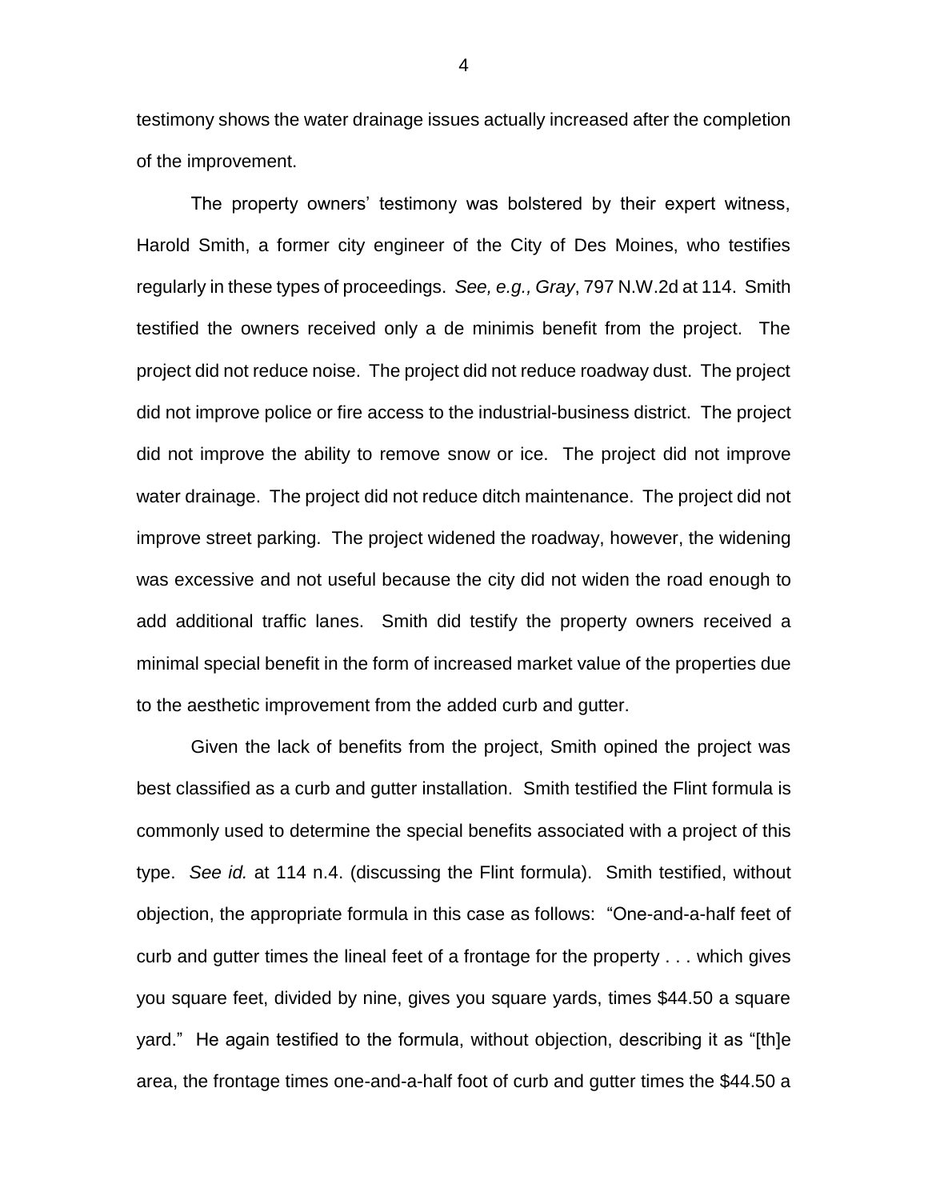testimony shows the water drainage issues actually increased after the completion of the improvement.

The property owners' testimony was bolstered by their expert witness, Harold Smith, a former city engineer of the City of Des Moines, who testifies regularly in these types of proceedings. *See, e.g., Gray*, 797 N.W.2d at 114. Smith testified the owners received only a de minimis benefit from the project. The project did not reduce noise. The project did not reduce roadway dust. The project did not improve police or fire access to the industrial-business district. The project did not improve the ability to remove snow or ice. The project did not improve water drainage. The project did not reduce ditch maintenance. The project did not improve street parking. The project widened the roadway, however, the widening was excessive and not useful because the city did not widen the road enough to add additional traffic lanes. Smith did testify the property owners received a minimal special benefit in the form of increased market value of the properties due to the aesthetic improvement from the added curb and gutter.

Given the lack of benefits from the project, Smith opined the project was best classified as a curb and gutter installation. Smith testified the Flint formula is commonly used to determine the special benefits associated with a project of this type. *See id.* at 114 n.4. (discussing the Flint formula). Smith testified, without objection, the appropriate formula in this case as follows: "One-and-a-half feet of curb and gutter times the lineal feet of a frontage for the property . . . which gives you square feet, divided by nine, gives you square yards, times $44.50 a square yard." He again testified to the formula, without objection, describing it as "[th]e area, the frontage times one-and-a-half foot of curb and gutter times the $44.50 a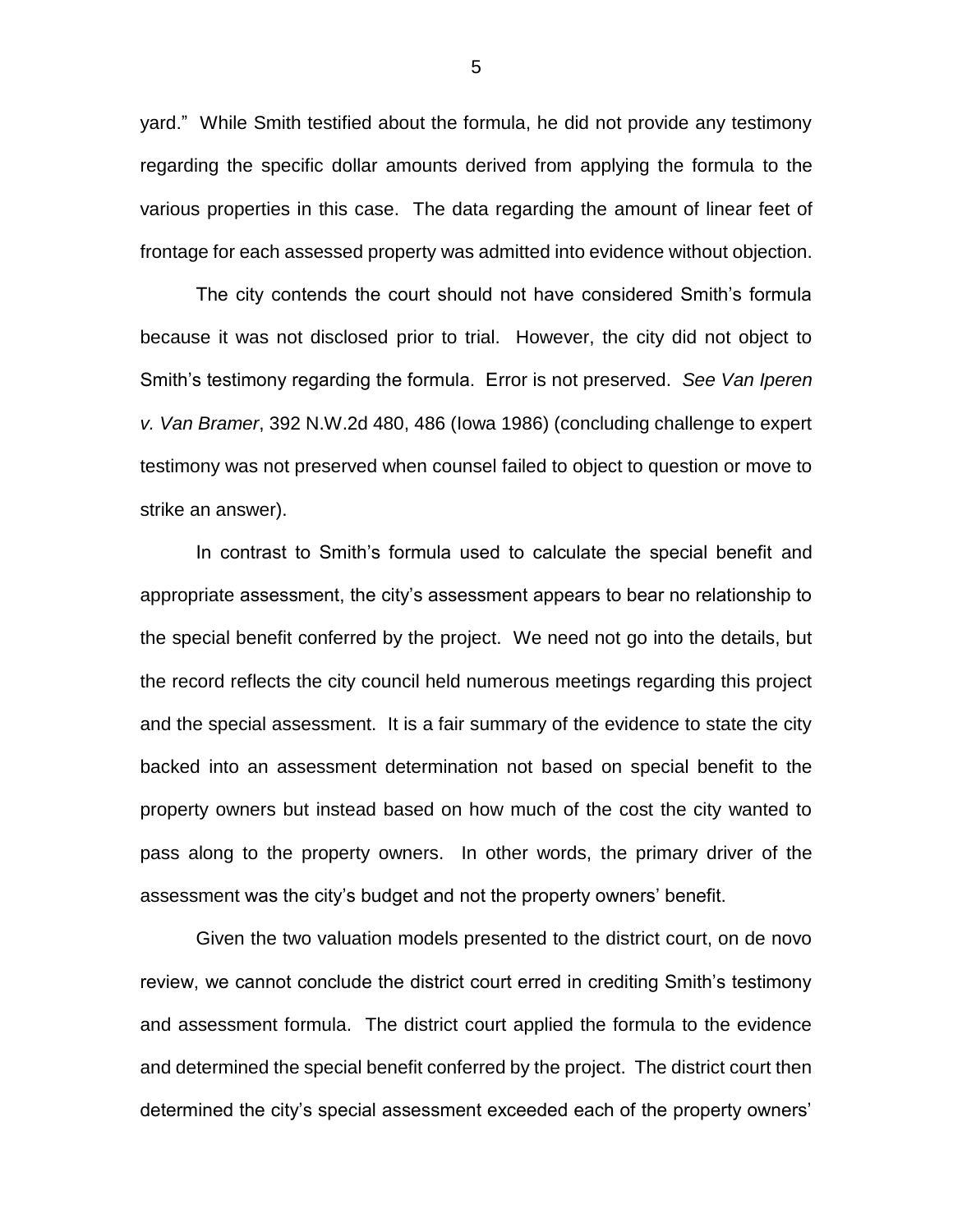yard." While Smith testified about the formula, he did not provide any testimony regarding the specific dollar amounts derived from applying the formula to the various properties in this case. The data regarding the amount of linear feet of frontage for each assessed property was admitted into evidence without objection.

The city contends the court should not have considered Smith's formula because it was not disclosed prior to trial. However, the city did not object to Smith's testimony regarding the formula. Error is not preserved. *See Van Iperen v. Van Bramer*, 392 N.W.2d 480, 486 (Iowa 1986) (concluding challenge to expert testimony was not preserved when counsel failed to object to question or move to strike an answer).

In contrast to Smith's formula used to calculate the special benefit and appropriate assessment, the city's assessment appears to bear no relationship to the special benefit conferred by the project. We need not go into the details, but the record reflects the city council held numerous meetings regarding this project and the special assessment. It is a fair summary of the evidence to state the city backed into an assessment determination not based on special benefit to the property owners but instead based on how much of the cost the city wanted to pass along to the property owners. In other words, the primary driver of the assessment was the city's budget and not the property owners' benefit.

Given the two valuation models presented to the district court, on de novo review, we cannot conclude the district court erred in crediting Smith's testimony and assessment formula. The district court applied the formula to the evidence and determined the special benefit conferred by the project. The district court then determined the city's special assessment exceeded each of the property owners'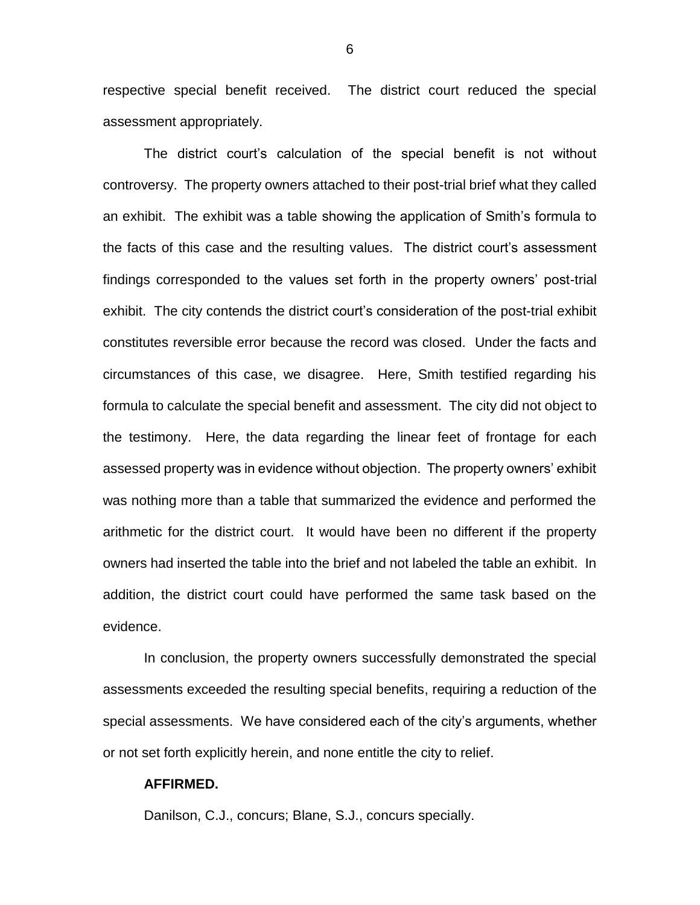respective special benefit received. The district court reduced the special assessment appropriately.

The district court's calculation of the special benefit is not without controversy. The property owners attached to their post-trial brief what they called an exhibit. The exhibit was a table showing the application of Smith's formula to the facts of this case and the resulting values. The district court's assessment findings corresponded to the values set forth in the property owners' post-trial exhibit. The city contends the district court's consideration of the post-trial exhibit constitutes reversible error because the record was closed. Under the facts and circumstances of this case, we disagree. Here, Smith testified regarding his formula to calculate the special benefit and assessment. The city did not object to the testimony. Here, the data regarding the linear feet of frontage for each assessed property was in evidence without objection. The property owners' exhibit was nothing more than a table that summarized the evidence and performed the arithmetic for the district court. It would have been no different if the property owners had inserted the table into the brief and not labeled the table an exhibit. In addition, the district court could have performed the same task based on the evidence.

In conclusion, the property owners successfully demonstrated the special assessments exceeded the resulting special benefits, requiring a reduction of the special assessments. We have considered each of the city's arguments, whether or not set forth explicitly herein, and none entitle the city to relief.

**AFFIRMED.**

Danilson, C.J., concurs; Blane, S.J., concurs specially.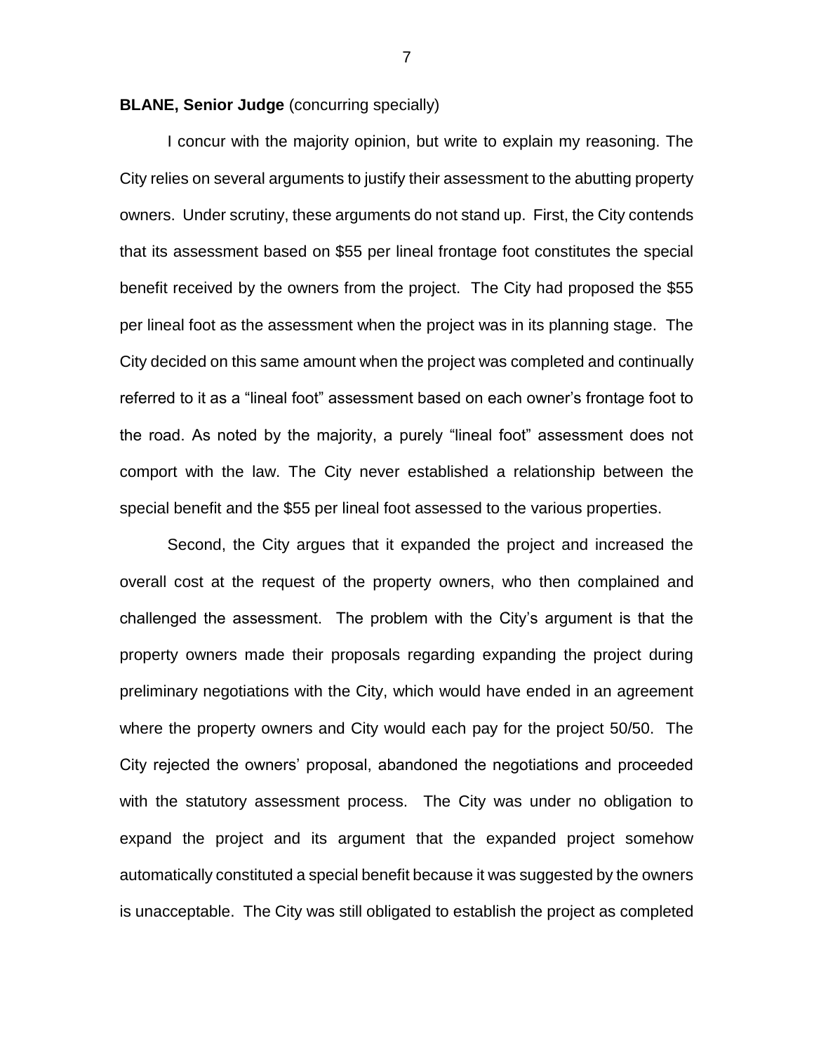**BLANE, Senior Judge** (concurring specially)

I concur with the majority opinion, but write to explain my reasoning. The City relies on several arguments to justify their assessment to the abutting property owners. Under scrutiny, these arguments do not stand up. First, the City contends that its assessment based on $55 per lineal frontage foot constitutes the special benefit received by the owners from the project. The City had proposed the $55 per lineal foot as the assessment when the project was in its planning stage. The City decided on this same amount when the project was completed and continually referred to it as a "lineal foot" assessment based on each owner's frontage foot to the road. As noted by the majority, a purely "lineal foot" assessment does not comport with the law. The City never established a relationship between the special benefit and the $55 per lineal foot assessed to the various properties.

Second, the City argues that it expanded the project and increased the overall cost at the request of the property owners, who then complained and challenged the assessment. The problem with the City's argument is that the property owners made their proposals regarding expanding the project during preliminary negotiations with the City, which would have ended in an agreement where the property owners and City would each pay for the project 50/50. The City rejected the owners' proposal, abandoned the negotiations and proceeded with the statutory assessment process. The City was under no obligation to expand the project and its argument that the expanded project somehow automatically constituted a special benefit because it was suggested by the owners is unacceptable. The City was still obligated to establish the project as completed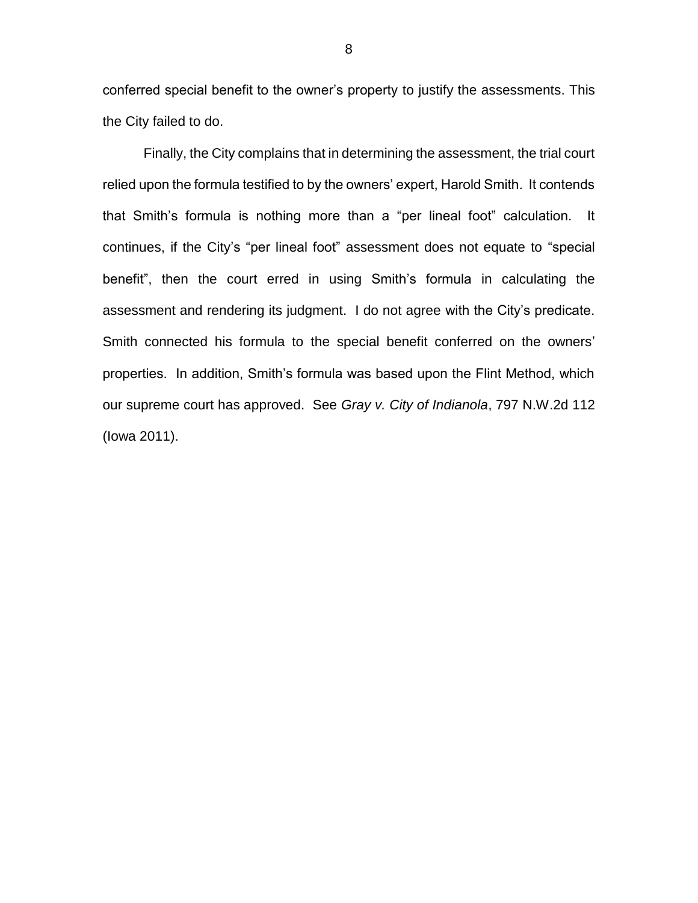conferred special benefit to the owner's property to justify the assessments. This the City failed to do.

Finally, the City complains that in determining the assessment, the trial court relied upon the formula testified to by the owners' expert, Harold Smith. It contends that Smith's formula is nothing more than a "per lineal foot" calculation. It continues, if the City's "per lineal foot" assessment does not equate to "special benefit", then the court erred in using Smith's formula in calculating the assessment and rendering its judgment. I do not agree with the City's predicate. Smith connected his formula to the special benefit conferred on the owners' properties. In addition, Smith's formula was based upon the Flint Method, which our supreme court has approved. See *Gray v. City of Indianola*, 797 N.W.2d 112 (Iowa 2011).